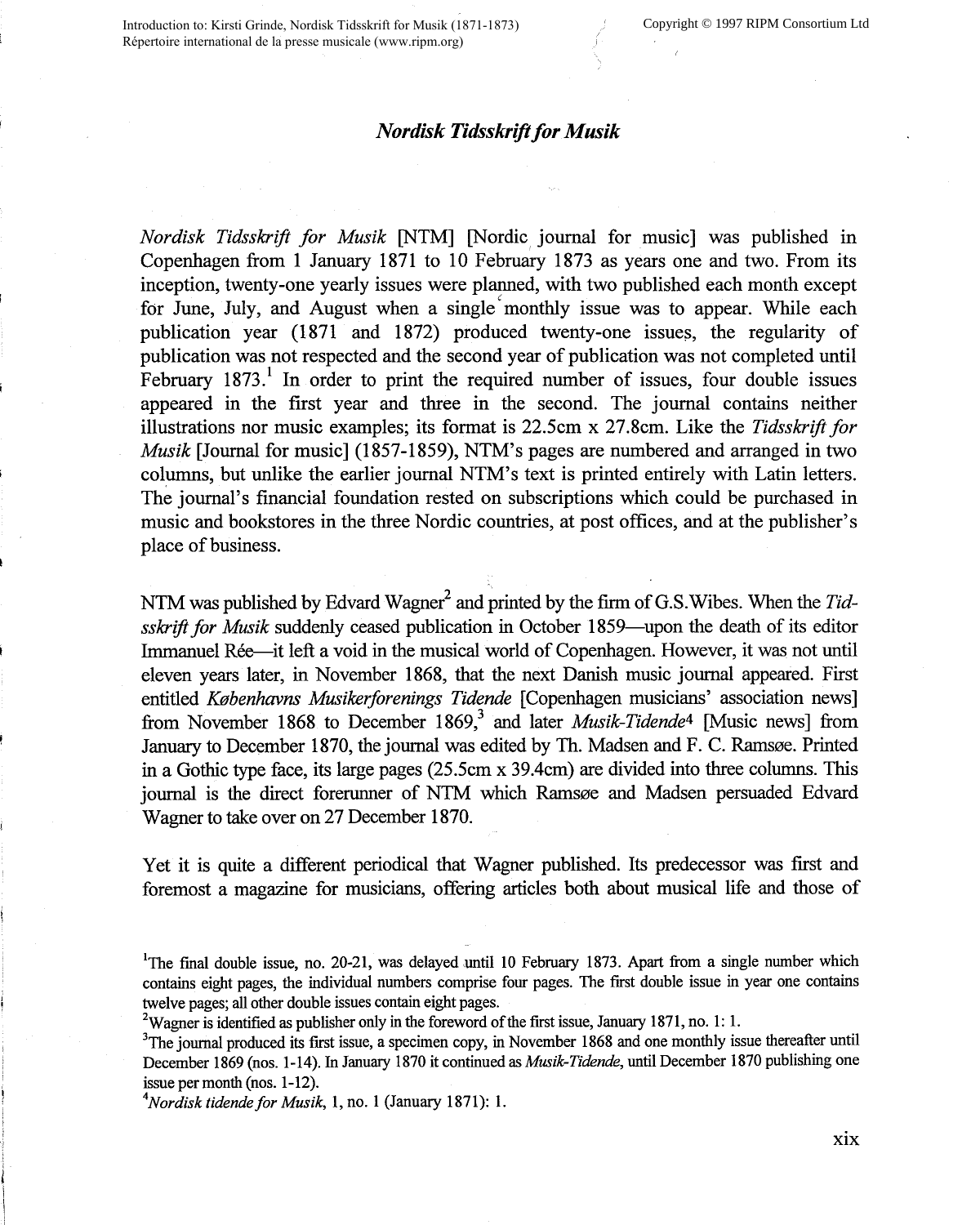# *Nordisk Tidsskrift for Musik*

*Nordisk Tidsskrift for Musik* [NTM] [Nordic journal for music] was published in Copenhagen from 1 January 1871 to 10 February 1873 as years one and two. From its inception, twenty-one yearly issues were planned, with two published each month except for June, July, and August when a single monthly issue was to appear. While each publication year (1871 and 1872) produced twenty-one issues, the regularity of publication was not respected and the second year of publication was not completed until February 1873.[1] In order to print the required number of issues, four double issues appeared in the first year and three in the second. The journal contains neither illustrations nor music examples; its format is 22.5cm x 27.8cm. Like the *Tidsskrift for Musik* [Journal for music] (1857-1859), NTM's pages are numbered and arranged in two columns, but unlike the earlier journal NTM's text is printed entirely with Latin letters. The journal's financial foundation rested on subscriptions which could be purchased in music and bookstores in the three Nordic countries, at post offices, and at the publisher's place of business.

NTM was published by Edvard Wagner[2] and printed by the firm of G.S.Wibes. When the *Tidsskrift for Musik* suddenly ceased publication in October 1859—upon the death of its editor Immanuel Rée—it left a void in the musical world of Copenhagen. However, it was not until eleven years later, in November 1868, that the next Danish music journal appeared. First entitled *Københavns Musikerforenings Tidende* [Copenhagen musicians' association news] from November 1868 to December 1869,[3] and later *Musik-Tidende*[4] [Music news] from January to December 1870, the journal was edited by Th. Madsen and F. C. Ramsøe. Printed in a Gothic type face, its large pages (25.5cm x 39.4cm) are divided into three columns. This journal is the direct forerunner of NTM which Ramsøe and Madsen persuaded Edvard Wagner to take over on 27 December 1870.

Yet it is quite a different periodical that Wagner published. Its predecessor was first and foremost a magazine for musicians, offering articles both about musical life and those of

[1] The final double issue, no. 20-21, was delayed until 10 February 1873. Apart from a single number which contains eight pages, the individual numbers comprise four pages. The first double issue in year one contains twelve pages; all other double issues contain eight pages.

[2] Wagner is identified as publisher only in the foreword of the first issue, January 1871, no. 1: 1.

[3] The journal produced its first issue, a specimen copy, in November 1868 and one monthly issue thereafter until December 1869 (nos. 1-14). In January 1870 it continued as *Musik-Tidende*, until December 1870 publishing one issue per month (nos. 1-12).

[4] *Nordisk tidende for Musik*, 1, no. 1 (January 1871): 1.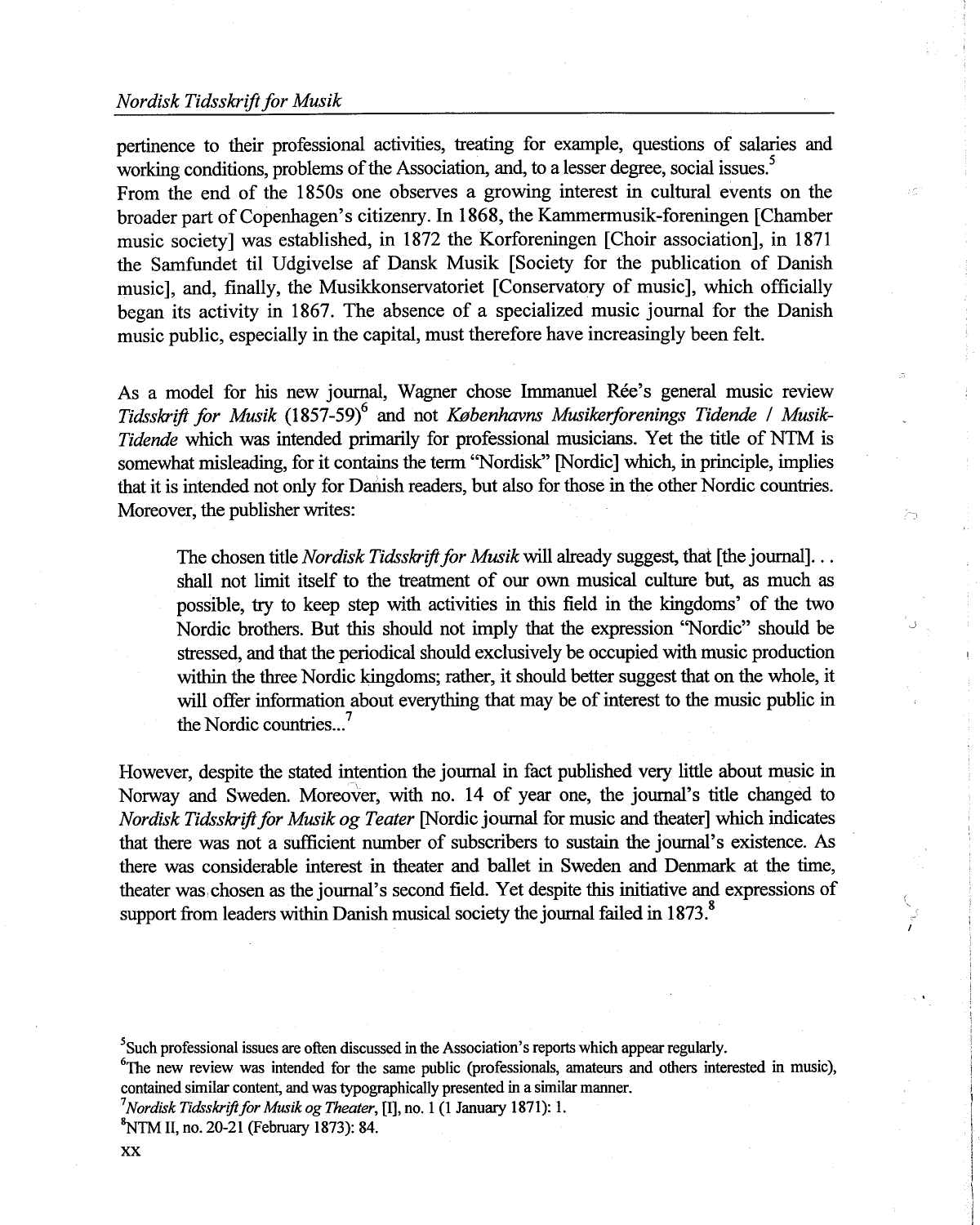pertinence to their professional activities, treating for example, questions of salaries and working conditions, problems of the Association, and, to a lesser degree, social issues.[5]

From the end of the 1850s one observes a growing interest in cultural events on the broader part of Copenhagen's citizenry. In 1868, the Kammermusik-foreningen [Chamber music society] was established, in 1872 the Korforeningen [Choir association], in 1871 the Samfundet til Udgivelse af Dansk Musik [Society for the publication of Danish music], and, finally, the Musikkonservatoriet [Conservatory of music], which officially began its activity in 1867. The absence of a specialized music journal for the Danish music public, especially in the capital, must therefore have increasingly been felt.

As a model for his new journal, Wagner chose Immanuel Rée's general music review *Tidsskrift for Musik* (1857-59)[6] and not *Københavns Musikerforenings Tidende / Musik-Tidende* which was intended primarily for professional musicians. Yet the title of NTM is somewhat misleading, for it contains the term "Nordisk" [Nordic] which, in principle, implies that it is intended not only for Danish readers, but also for those in the other Nordic countries. Moreover, the publisher writes:

> The chosen title *Nordisk Tidsskrift for Musik* will already suggest, that [the journal]... shall not limit itself to the treatment of our own musical culture but, as much as possible, try to keep step with activities in this field in the kingdoms' of the two Nordic brothers. But this should not imply that the expression "Nordic" should be stressed, and that the periodical should exclusively be occupied with music production within the three Nordic kingdoms; rather, it should better suggest that on the whole, it will offer information about everything that may be of interest to the music public in the Nordic countries...[7]

However, despite the stated intention the journal in fact published very little about music in Norway and Sweden. Moreover, with no. 14 of year one, the journal's title changed to *Nordisk Tidsskrift for Musik og Teater* [Nordic journal for music and theater] which indicates that there was not a sufficient number of subscribers to sustain the journal's existence. As there was considerable interest in theater and ballet in Sweden and Denmark at the time, theater was chosen as the journal's second field. Yet despite this initiative and expressions of support from leaders within Danish musical society the journal failed in 1873.[8]

---

[5] Such professional issues are often discussed in the Association's reports which appear regularly.

[6] The new review was intended for the same public (professionals, amateurs and others interested in music), contained similar content, and was typographically presented in a similar manner.

[7] *Nordisk Tidsskrift for Musik og Theater*, [I], no. 1 (1 January 1871): 1.

[8] NTM II, no. 20-21 (February 1873): 84.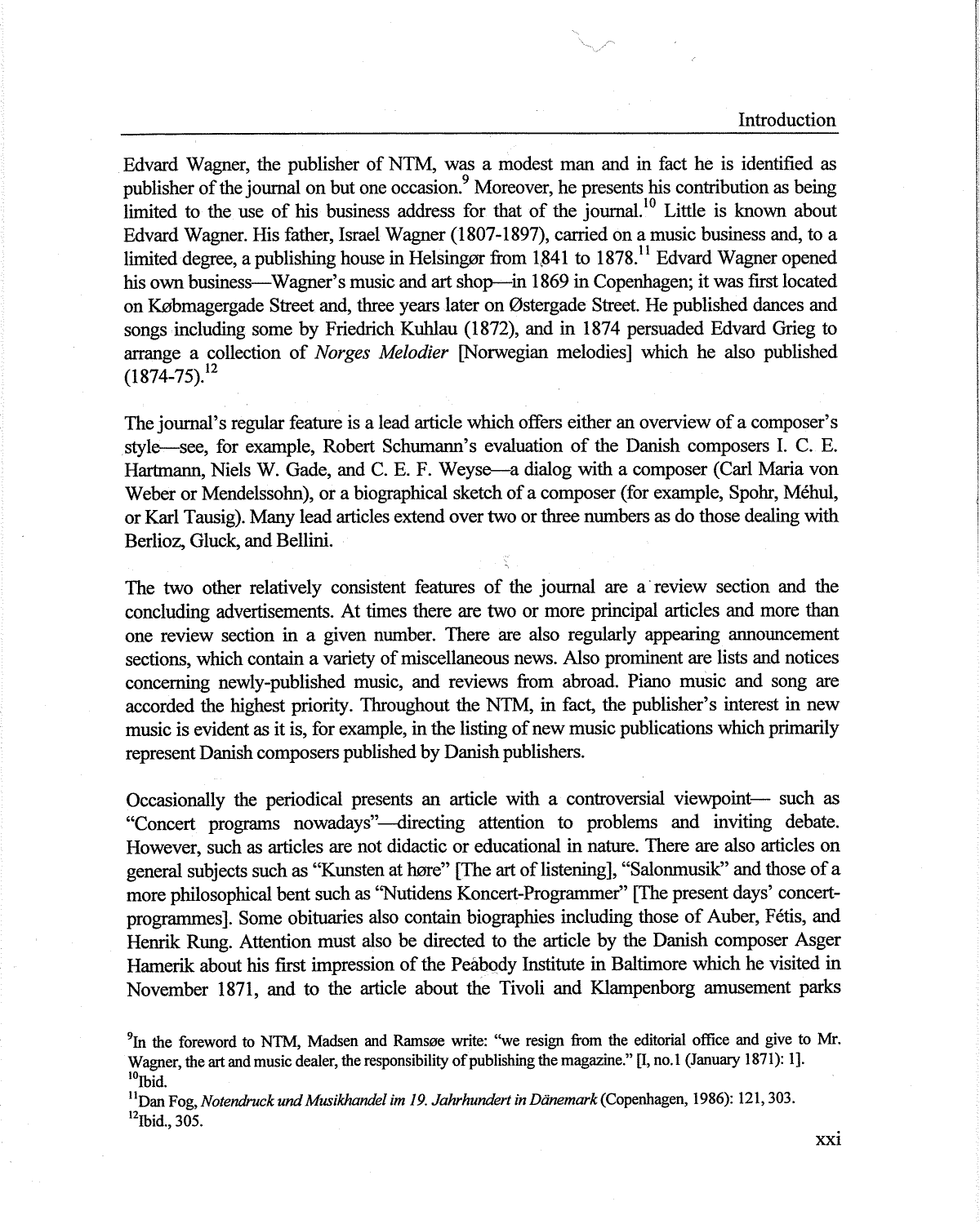Edvard Wagner, the publisher of NTM, was a modest man and in fact he is identified as publisher of the journal on but one occasion.[9] Moreover, he presents his contribution as being limited to the use of his business address for that of the journal.[10] Little is known about Edvard Wagner. His father, Israel Wagner (1807-1897), carried on a music business and, to a limited degree, a publishing house in Helsingør from 1841 to 1878.[11] Edvard Wagner opened his own business—Wagner's music and art shop—in 1869 in Copenhagen; it was first located on Købmagergade Street and, three years later on Østergade Street. He published dances and songs including some by Friedrich Kuhlau (1872), and in 1874 persuaded Edvard Grieg to arrange a collection of *Norges Melodier* [Norwegian melodies] which he also published (1874-75).[12]

The journal's regular feature is a lead article which offers either an overview of a composer's style—see, for example, Robert Schumann's evaluation of the Danish composers I. C. E. Hartmann, Niels W. Gade, and C. E. F. Weyse—a dialog with a composer (Carl Maria von Weber or Mendelssohn), or a biographical sketch of a composer (for example, Spohr, Méhul, or Karl Tausig). Many lead articles extend over two or three numbers as do those dealing with Berlioz, Gluck, and Bellini.

The two other relatively consistent features of the journal are a review section and the concluding advertisements. At times there are two or more principal articles and more than one review section in a given number. There are also regularly appearing announcement sections, which contain a variety of miscellaneous news. Also prominent are lists and notices concerning newly-published music, and reviews from abroad. Piano music and song are accorded the highest priority. Throughout the NTM, in fact, the publisher's interest in new music is evident as it is, for example, in the listing of new music publications which primarily represent Danish composers published by Danish publishers.

Occasionally the periodical presents an article with a controversial viewpoint— such as "Concert programs nowadays"—directing attention to problems and inviting debate. However, such as articles are not didactic or educational in nature. There are also articles on general subjects such as "Kunsten at høre" [The art of listening], "Salonmusik" and those of a more philosophical bent such as "Nutidens Koncert-Programmer" [The present days' concert-programmes]. Some obituaries also contain biographies including those of Auber, Fétis, and Henrik Rung. Attention must also be directed to the article by the Danish composer Asger Hamerik about his first impression of the Peabody Institute in Baltimore which he visited in November 1871, and to the article about the Tivoli and Klampenborg amusement parks

[9] In the foreword to NTM, Madsen and Ramsøe write: "we resign from the editorial office and give to Mr. Wagner, the art and music dealer, the responsibility of publishing the magazine." [I, no.1 (January 1871): 1].

[10] Ibid.

[11] Dan Fog, *Notendruck und Musikhandel im 19. Jahrhundert in Dänemark* (Copenhagen, 1986): 121, 303.

[12] Ibid., 305.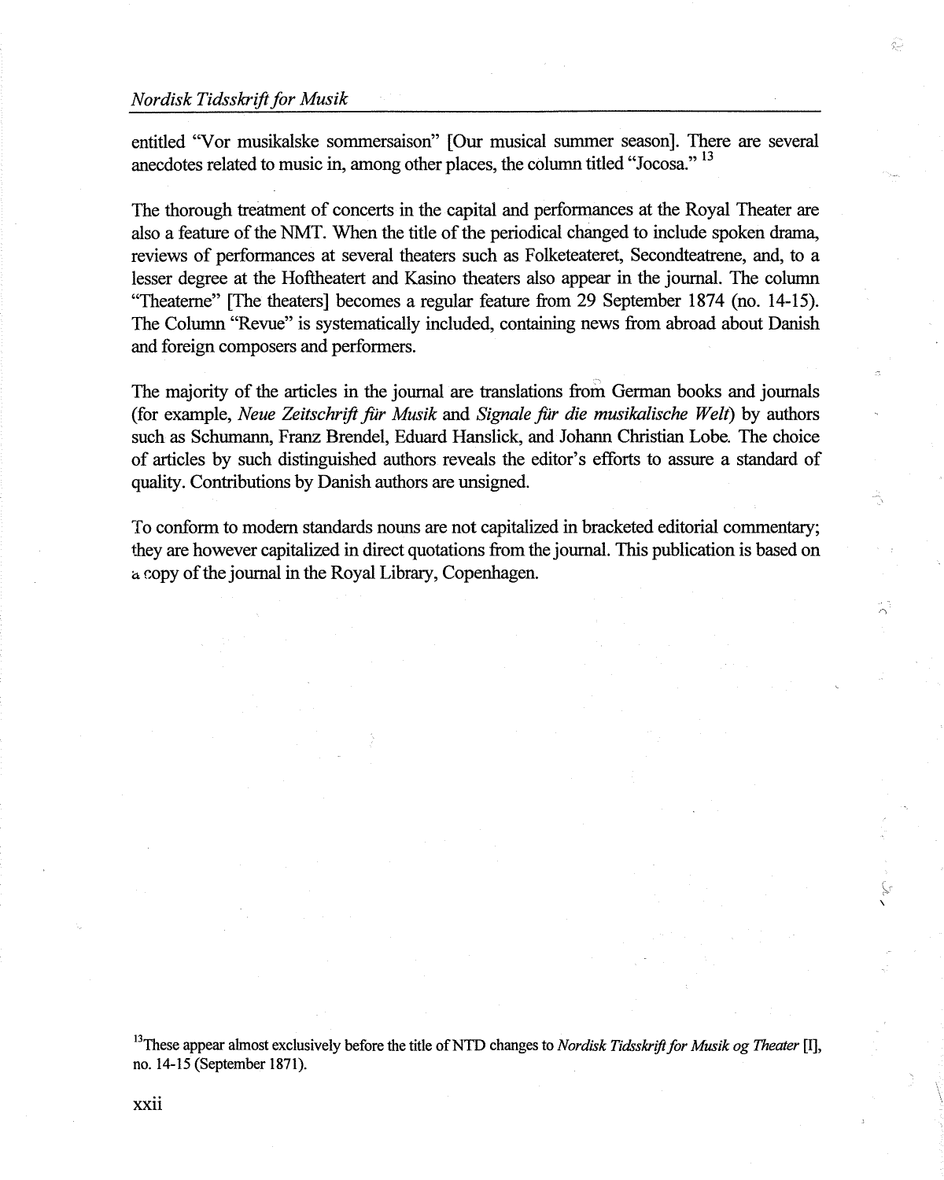entitled "Vor musikalske sommersaison" [Our musical summer season]. There are several anecdotes related to music in, among other places, the column titled "Jocosa." [13]

The thorough treatment of concerts in the capital and performances at the Royal Theater are also a feature of the NMT. When the title of the periodical changed to include spoken drama, reviews of performances at several theaters such as Folketeateret, Secondteatrene, and, to a lesser degree at the Hoftheatert and Kasino theaters also appear in the journal. The column "Theaterne" [The theaters] becomes a regular feature from 29 September 1874 (no. 14-15). The Column "Revue" is systematically included, containing news from abroad about Danish and foreign composers and performers.

The majority of the articles in the journal are translations from German books and journals (for example, *Neue Zeitschrift für Musik* and *Signale für die musikalische Welt*) by authors such as Schumann, Franz Brendel, Eduard Hanslick, and Johann Christian Lobe. The choice of articles by such distinguished authors reveals the editor's efforts to assure a standard of quality. Contributions by Danish authors are unsigned.

To conform to modern standards nouns are not capitalized in bracketed editorial commentary; they are however capitalized in direct quotations from the journal. This publication is based on a copy of the journal in the Royal Library, Copenhagen.

[13] These appear almost exclusively before the title of NTD changes to *Nordisk Tidsskrift for Musik og Theater* [I], no. 14-15 (September 1871).